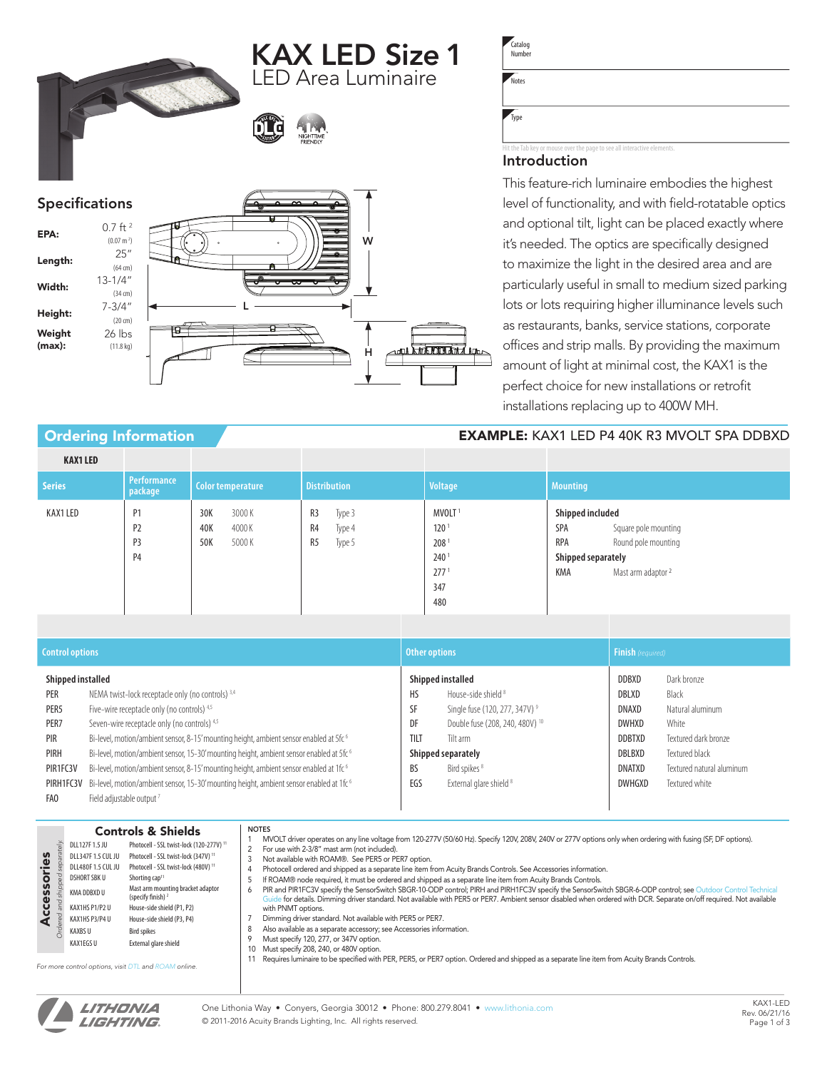# KAX LED Size 1

## LED Area Luminaire

| Catalog Number | |
|---|---|
| Notes | |
| Type | |

Hit the Tab key or mouse over the page to see all interactive elements.

## Specifications

| | |
|---|---|
| **EPA:** | 0.7 ft² (0.07 m²) |
| **Length:** | 25" (64 cm) |
| **Width:** | 13-1/4" (34 cm) |
| **Height:** | 7-3/4" (20 cm) |
| **Weight (max):** | 26 lbs (11.8 kg) |

## Introduction

This feature-rich luminaire embodies the highest level of functionality, and with field-rotatable optics and optional tilt, light can be placed exactly where it's needed. The optics are specifically designed to maximize the light in the desired area and are particularly useful in small to medium sized parking lots or lots requiring higher illuminance levels such as restaurants, banks, service stations, corporate offices and strip malls. By providing the maximum amount of light at minimal cost, the KAX1 is the perfect choice for new installations or retrofit installations replacing up to 400W MH.

## Ordering Information

**EXAMPLE:** KAX1 LED P4 40K R3 MVOLT SPA DDBXD

| KAX1 LED | | | | | |
|---|---|---|---|---|---|
| **Series** | **Performance package** | **Color temperature** | **Distribution** | **Voltage** | **Mounting** |
| KAX1 LED | P1<br>P2<br>P3<br>P4 | 30K 3000 K<br>40K 4000 K<br>50K 5000 K | R3 Type 3<br>R4 Type 4<br>R5 Type 5 | MVOLT [1]<br>120 [1]<br>208 [1]<br>240 [1]<br>277 [1]<br>347<br>480 | **Shipped included**<br>SPA Square pole mounting<br>RPA Round pole mounting<br>**Shipped separately**<br>KMA Mast arm adaptor [2] |

| **Control options** | **Other options** | **Finish** *(required)* |
|---|---|---|
| **Shipped installed**<br>PER NEMA twist-lock receptacle only (no controls) [3,4]<br>PER5 Five-wire receptacle only (no controls) [4,5]<br>PER7 Seven-wire receptacle only (no controls) [4,5]<br>PIR Bi-level, motion/ambient sensor, 8-15' mounting height, ambient sensor enabled at 5fc [6]<br>PIRH Bi-level, motion/ambient sensor, 15-30' mounting height, ambient sensor enabled at 5fc [6]<br>PIR1FC3V Bi-level, motion/ambient sensor, 8-15' mounting height, ambient sensor enabled at 1fc [6]<br>PIRH1FC3V Bi-level, motion/ambient sensor, 15-30' mounting height, ambient sensor enabled at 1fc [6]<br>FAO Field adjustable output [7] | **Shipped installed**<br>HS House-side shield [8]<br>SF Single fuse (120, 277, 347V) [9]<br>DF Double fuse (208, 240, 480V) [10]<br>TILT Tilt arm<br>**Shipped separately**<br>BS Bird spikes [8]<br>EGS External glare shield [8] | DDBXD Dark bronze<br>DBLXD Black<br>DNAXD Natural aluminum<br>DWHXD White<br>DDBTXD Textured dark bronze<br>DBLBXD Textured black<br>DNATXD Textured natural aluminum<br>DWHGXD Textured white |

## Accessories

*Ordered and shipped separately.*

### Controls & Shields

| | |
|---|---|
| DLL127F 1.5 JU | Photocell - SSL twist-lock (120-277V) [11] |
| DLL347F 1.5 CUL JU | Photocell - SSL twist-lock (347V) [11] |
| DLL480F 1.5 CUL JU | Photocell - SSL twist-lock (480V) [11] |
| DSHORT SBK U | Shorting cap [11] |
| KMA DDBXD U | Mast arm mounting bracket adaptor (specify finish) [2] |
| KAX1HS P1/P2 U | House-side shield (P1, P2) |
| KAX1HS P3/P4 U | House-side shield (P3, P4) |
| KAXBS U | Bird spikes |
| KAX1EGS U | External glare shield |

*For more control options, visit DTL and ROAM online.*

### NOTES

1. MVOLT driver operates on any line voltage from 120-277V (50/60 Hz). Specify 120V, 208V, 240V or 277V options only when ordering with fusing (SF, DF options).
2. For use with 2-3/8" mast arm (not included).
3. Not available with ROAM®. See PER5 or PER7 option.
4. Photocell ordered and shipped as a separate line item from Acuity Brands Controls. See Accessories information.
5. If ROAM® node required, it must be ordered and shipped as a separate line item from Acuity Brands Controls.
6. PIR and PIR1FC3V specify the SensorSwitch SBGR-10-ODP control; PIRH and PIRH1FC3V specify the SensorSwitch SBGR-6-ODP control; see Outdoor Control Technical Guide for details. Dimming driver standard. Not available with PER5 or PER7. Ambient sensor disabled when ordered with DCR. Separate on/off required. Not available with PNMT options.
7. Dimming driver standard. Not available with PER5 or PER7.
8. Also available as a separate accessory; see Accessories information.
9. Must specify 120, 277, or 347V option.
10. Must specify 208, 240, or 480V option.
11. Requires luminaire to be specified with PER, PER5, or PER7 option. Ordered and shipped as a separate line item from Acuity Brands Controls.

One Lithonia Way • Conyers, Georgia 30012 • Phone: 800.279.8041 • www.lithonia.com
© 2011-2016 Acuity Brands Lighting, Inc. All rights reserved.

KAX1-LED
Rev. 06/21/16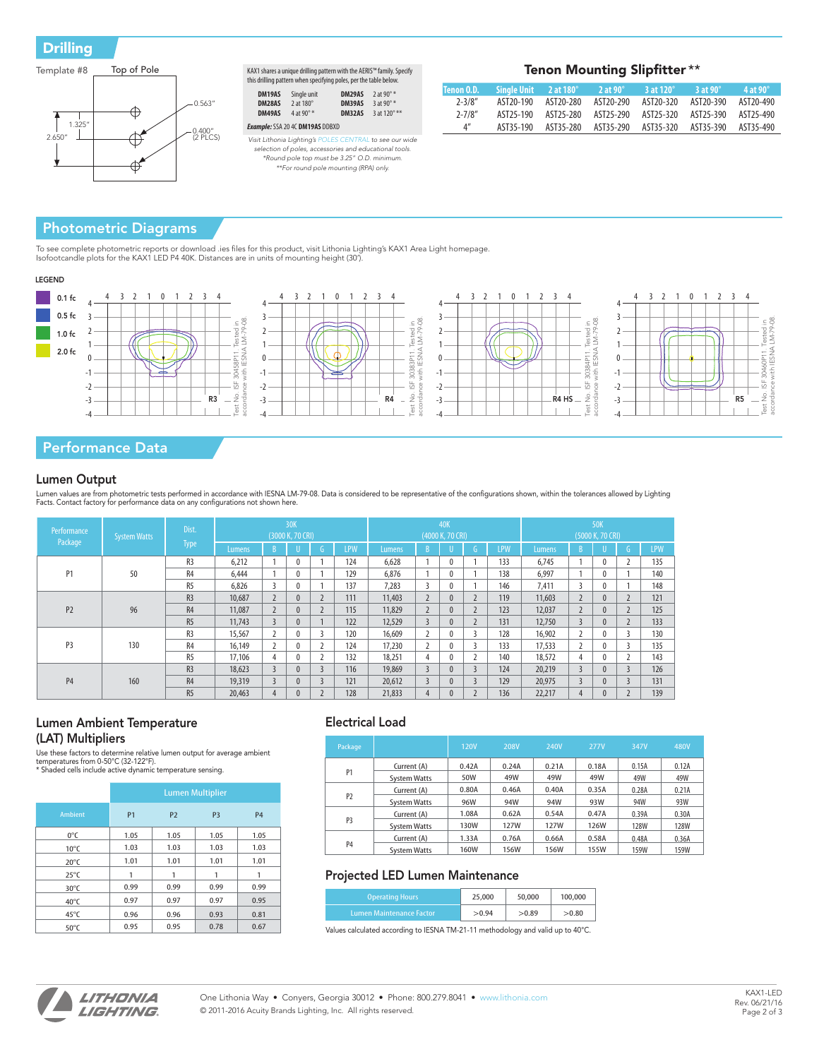## Drilling

Template #8 — Top of Pole

1.325" · 2.650" · 0.563" · 0.400" (2 PLCS)

KAX1 shares a unique drilling pattern with the AERIS™ family. Specify this drilling pattern when specifying poles, per the table below.

| | | | |
|---|---|---|---|
| **DM19AS** | Single unit | **DM29AS** | 2 at 90° * |
| **DM28AS** | 2 at 180° | **DM39AS** | 3 at 90° * |
| **DM49AS** | 4 at 90° * | **DM32AS** | 3 at 120° ** |

***Example:*** SSA 20 4C **DM19AS** DDBXD

*Visit Lithonia Lighting's POLES CENTRAL to see our wide selection of poles, accessories and educational tools.*
*\*Round pole top must be 3.25" O.D. minimum.*
*\*\*For round pole mounting (RPA) only.*

### Tenon Mounting Slipfitter **

| Tenon O.D. | Single Unit | 2 at 180° | 2 at 90° | 3 at 120° | 3 at 90° | 4 at 90° |
|---|---|---|---|---|---|---|
| 2-3/8" | AST20-190 | AST20-280 | AST20-290 | AST20-320 | AST20-390 | AST20-490 |
| 2-7/8" | AST25-190 | AST25-280 | AST25-290 | AST25-320 | AST25-390 | AST25-490 |
| 4" | AST35-190 | AST35-280 | AST35-290 | AST35-320 | AST35-390 | AST35-490 |

## Photometric Diagrams

To see complete photometric reports or download .ies files for this product, visit Lithonia Lighting's KAX1 Area Light homepage.
Isofootcandle plots for the KAX1 LED P4 40K. Distances are in units of mounting height (30').

**LEGEND**

- 0.1 fc
- 0.5 fc
- 1.0 fc
- 2.0 fc

R3 — Test No. ISF 30458P11. Tested in accordance with IESNA LM-79-08.

R4 — Test No. ISF 30383P11. Tested in accordance with IESNA LM-79-08.

R4 HS — Test No. ISF 30384P11. Tested in accordance with IESNA LM-79-08.

R5 — Test No. ISF 30460P11. Tested in accordance with IESNA LM-79-08.

## Performance Data

### Lumen Output

Lumen values are from photometric tests performed in accordance with IESNA LM-79-08. Data is considered to be representative of the configurations shown, within the tolerances allowed by Lighting Facts. Contact factory for performance data on any configurations not shown here.

| Performance Package | System Watts | Dist. Type | 30K (3000 K, 70 CRI) | | | | | 40K (4000 K, 70 CRI) | | | | | 50K (5000 K, 70 CRI) | | | | |
|---|---|---|---|---|---|---|---|---|---|---|---|---|---|---|---|---|---|
| | | | Lumens | B | U | G | LPW | Lumens | B | U | G | LPW | Lumens | B | U | G | LPW |
| P1 | 50 | R3 | 6,212 | 1 | 0 | 1 | 124 | 6,628 | 1 | 0 | 1 | 133 | 6,745 | 1 | 0 | 2 | 135 |
| | | R4 | 6,444 | 1 | 0 | 1 | 129 | 6,876 | 1 | 0 | 1 | 138 | 6,997 | 1 | 0 | 1 | 140 |
| | | R5 | 6,826 | 3 | 0 | 1 | 137 | 7,283 | 3 | 0 | 1 | 146 | 7,411 | 3 | 0 | 1 | 148 |
| P2 | 96 | R3 | 10,687 | 2 | 0 | 2 | 111 | 11,403 | 2 | 0 | 2 | 119 | 11,603 | 2 | 0 | 2 | 121 |
| | | R4 | 11,087 | 2 | 0 | 2 | 115 | 11,829 | 2 | 0 | 2 | 123 | 12,037 | 2 | 0 | 2 | 125 |
| | | R5 | 11,743 | 3 | 0 | 1 | 122 | 12,529 | 3 | 0 | 2 | 131 | 12,750 | 3 | 0 | 2 | 133 |
| P3 | 130 | R3 | 15,567 | 2 | 0 | 3 | 120 | 16,609 | 2 | 0 | 3 | 128 | 16,902 | 2 | 0 | 3 | 130 |
| | | R4 | 16,149 | 2 | 0 | 2 | 124 | 17,230 | 2 | 0 | 3 | 133 | 17,533 | 2 | 0 | 3 | 135 |
| | | R5 | 17,106 | 4 | 0 | 2 | 132 | 18,251 | 4 | 0 | 2 | 140 | 18,572 | 4 | 0 | 2 | 143 |
| P4 | 160 | R3 | 18,623 | 3 | 0 | 3 | 116 | 19,869 | 3 | 0 | 3 | 124 | 20,219 | 3 | 0 | 3 | 126 |
| | | R4 | 19,319 | 3 | 0 | 3 | 121 | 20,612 | 3 | 0 | 3 | 129 | 20,975 | 3 | 0 | 3 | 131 |
| | | R5 | 20,463 | 4 | 0 | 2 | 128 | 21,833 | 4 | 0 | 2 | 136 | 22,217 | 4 | 0 | 2 | 139 |

### Lumen Ambient Temperature (LAT) Multipliers

Use these factors to determine relative lumen output for average ambient temperatures from 0-50°C (32-122°F).
\* Shaded cells include active dynamic temperature sensing.

| Ambient | Lumen Multiplier | | | |
|---|---|---|---|---|
| | P1 | P2 | P3 | P4 |
| 0°C | 1.05 | 1.05 | 1.05 | 1.05 |
| 10°C | 1.03 | 1.03 | 1.03 | 1.03 |
| 20°C | 1.01 | 1.01 | 1.01 | 1.01 |
| 25°C | 1 | 1 | 1 | 1 |
| 30°C | 0.99 | 0.99 | 0.99 | 0.99 |
| 40°C | 0.97 | 0.97 | 0.97 | 0.95 |
| 45°C | 0.96 | 0.96 | 0.93 | 0.81 |
| 50°C | 0.95 | 0.95 | 0.78 | 0.67 |

### Electrical Load

| Package | | 120V | 208V | 240V | 277V | 347V | 480V |
|---|---|---|---|---|---|---|---|
| P1 | Current (A) | 0.42A | 0.24A | 0.21A | 0.18A | 0.15A | 0.12A |
| | System Watts | 50W | 49W | 49W | 49W | 49W | 49W |
| P2 | Current (A) | 0.80A | 0.46A | 0.40A | 0.35A | 0.28A | 0.21A |
| | System Watts | 96W | 94W | 94W | 93W | 94W | 93W |
| P3 | Current (A) | 1.08A | 0.62A | 0.54A | 0.47A | 0.39A | 0.30A |
| | System Watts | 130W | 127W | 127W | 126W | 128W | 128W |
| P4 | Current (A) | 1.33A | 0.76A | 0.66A | 0.58A | 0.48A | 0.36A |
| | System Watts | 160W | 156W | 156W | 155W | 159W | 159W |

### Projected LED Lumen Maintenance

| Operating Hours | 25,000 | 50,000 | 100,000 |
|---|---|---|---|
| Lumen Maintenance Factor | >0.94 | >0.89 | >0.80 |

Values calculated according to IESNA TM-21-11 methodology and valid up to 40°C.

LITHONIA LIGHTING — One Lithonia Way • Conyers, Georgia 30012 • Phone: 800.279.8041 • www.lithonia.com
© 2011-2016 Acuity Brands Lighting, Inc. All rights reserved.

KAX1-LED
Rev. 06/21/16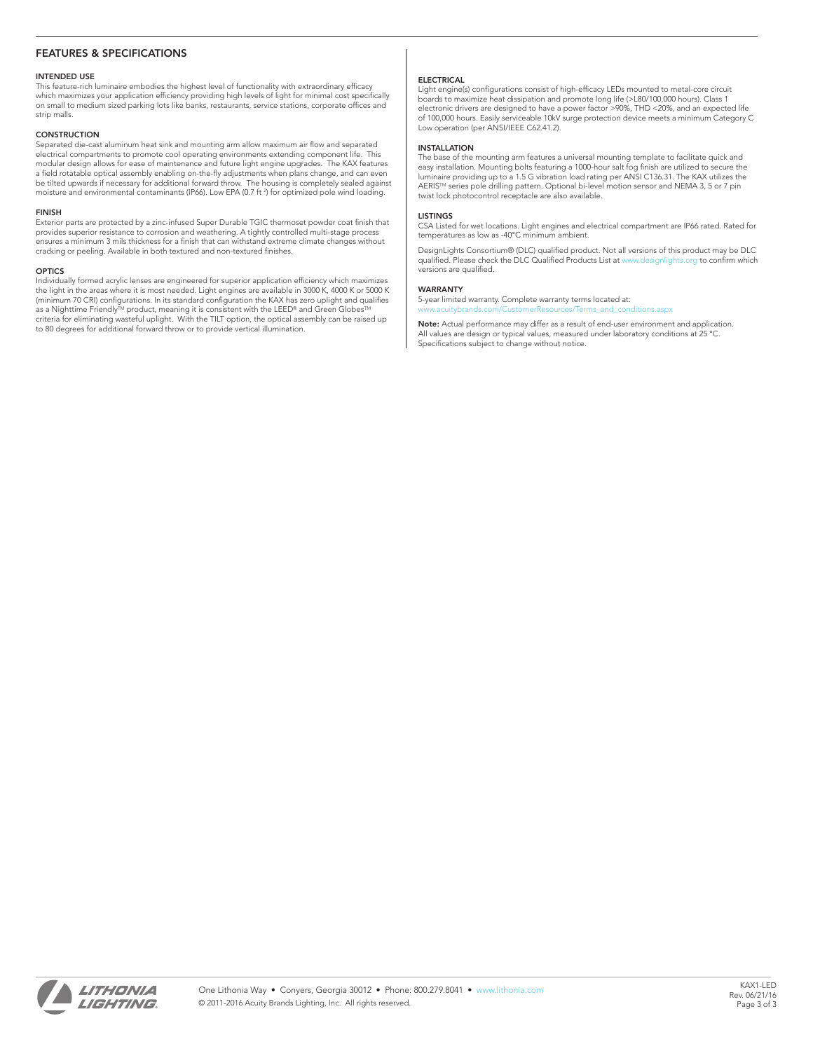## FEATURES & SPECIFICATIONS

### INTENDED USE

This feature-rich luminaire embodies the highest level of functionality with extraordinary efficacy which maximizes your application efficiency providing high levels of light for minimal cost specifically on small to medium sized parking lots like banks, restaurants, service stations, corporate offices and strip malls.

### CONSTRUCTION

Separated die-cast aluminum heat sink and mounting arm allow maximum air flow and separated electrical compartments to promote cool operating environments extending component life. This modular design allows for ease of maintenance and future light engine upgrades. The KAX features a field rotatable optical assembly enabling on-the-fly adjustments when plans change, and can even be tilted upwards if necessary for additional forward throw. The housing is completely sealed against moisture and environmental contaminants (IP66). Low EPA (0.7 ft $^2$) for optimized pole wind loading.

### FINISH

Exterior parts are protected by a zinc-infused Super Durable TGIC thermoset powder coat finish that provides superior resistance to corrosion and weathering. A tightly controlled multi-stage process ensures a minimum 3 mils thickness for a finish that can withstand extreme climate changes without cracking or peeling. Available in both textured and non-textured finishes.

### OPTICS

Individually formed acrylic lenses are engineered for superior application efficiency which maximizes the light in the areas where it is most needed. Light engines are available in 3000 K, 4000 K or 5000 K (minimum 70 CRI) configurations. In its standard configuration the KAX has zero uplight and qualifies as a Nighttime Friendly™ product, meaning it is consistent with the LEED® and Green Globes™ criteria for eliminating wasteful uplight. With the TILT option, the optical assembly can be raised up to 80 degrees for additional forward throw or to provide vertical illumination.

### ELECTRICAL

Light engine(s) configurations consist of high-efficacy LEDs mounted to metal-core circuit boards to maximize heat dissipation and promote long life (>L80/100,000 hours). Class 1 electronic drivers are designed to have a power factor >90%, THD <20%, and an expected life of 100,000 hours. Easily serviceable 10kV surge protection device meets a minimum Category C Low operation (per ANSI/IEEE C62.41.2).

### INSTALLATION

The base of the mounting arm features a universal mounting template to facilitate quick and easy installation. Mounting bolts featuring a 1000-hour salt fog finish are utilized to secure the luminaire providing up to a 1.5 G vibration load rating per ANSI C136.31. The KAX utilizes the AERIS™ series pole drilling pattern. Optional bi-level motion sensor and NEMA 3, 5 or 7 pin twist lock photocontrol receptacle are also available.

### LISTINGS

CSA Listed for wet locations. Light engines and electrical compartment are IP66 rated. Rated for temperatures as low as -40°C minimum ambient.

DesignLights Consortium® (DLC) qualified product. Not all versions of this product may be DLC qualified. Please check the DLC Qualified Products List at www.designlights.org to confirm which versions are qualified.

### WARRANTY

5-year limited warranty. Complete warranty terms located at:
www.acuitybrands.com/CustomerResources/Terms_and_conditions.aspx

**Note:** Actual performance may differ as a result of end-user environment and application. All values are design or typical values, measured under laboratory conditions at 25 °C. Specifications subject to change without notice.

One Lithonia Way • Conyers, Georgia 30012 • Phone: 800.279.8041 • www.lithonia.com
© 2011-2016 Acuity Brands Lighting, Inc. All rights reserved.

KAX1-LED
Rev. 06/21/16